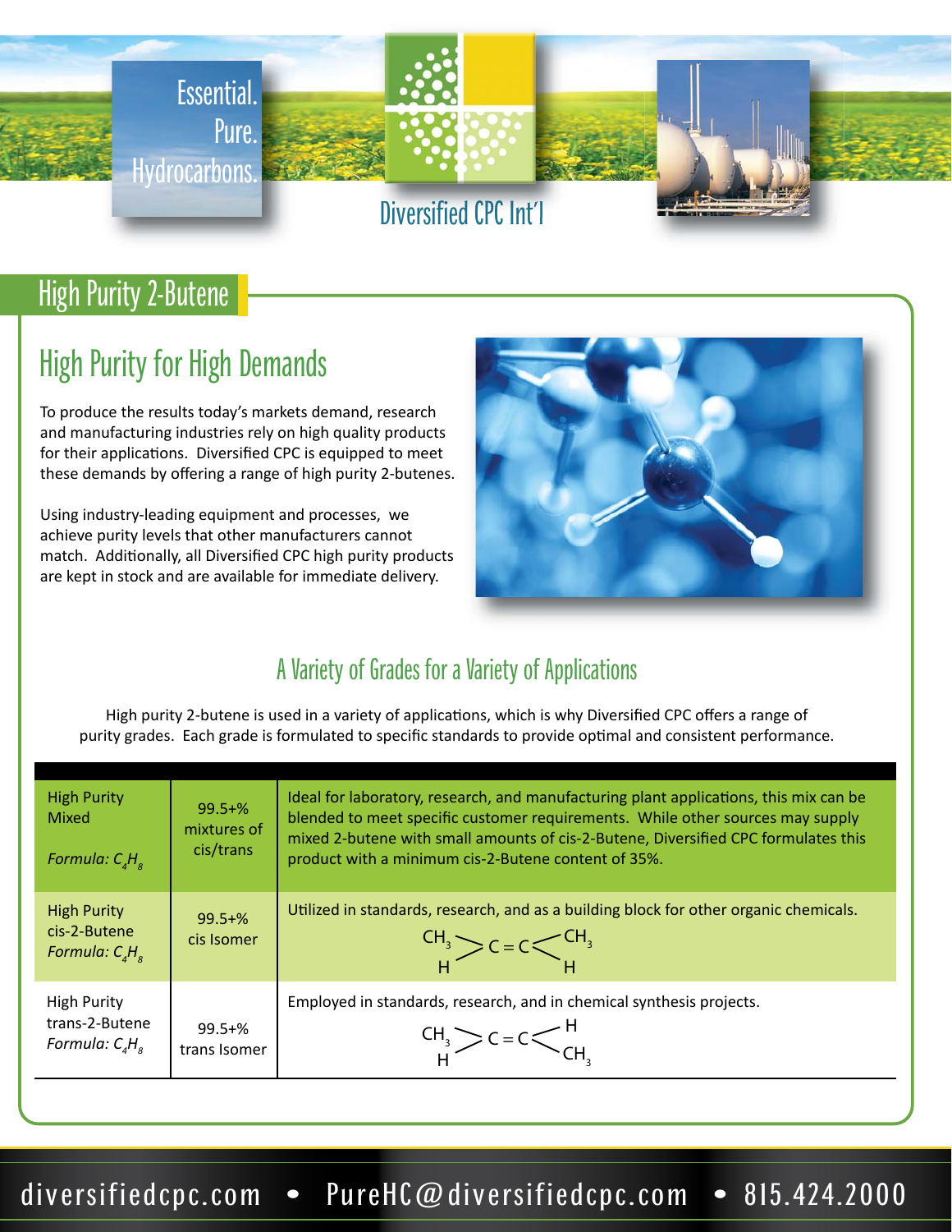Essential.
Pure.
Hydrocarbons.

Diversified CPC Int'l

# High Purity 2-Butene

## High Purity for High Demands

To produce the results today's markets demand, research and manufacturing industries rely on high quality products for their applications. Diversified CPC is equipped to meet these demands by offering a range of high purity 2-butenes.

Using industry-leading equipment and processes, we achieve purity levels that other manufacturers cannot match. Additionally, all Diversified CPC high purity products are kept in stock and are available for immediate delivery.

## A Variety of Grades for a Variety of Applications

High purity 2-butene is used in a variety of applications, which is why Diversified CPC offers a range of purity grades. Each grade is formulated to specific standards to provide optimal and consistent performance.

| | | |
|---|---|---|
| High Purity Mixed *Formula:* $C_4H_8$ | 99.5+% mixtures of cis/trans | Ideal for laboratory, research, and manufacturing plant applications, this mix can be blended to meet specific customer requirements. While other sources may supply mixed 2-butene with small amounts of cis-2-Butene, Diversified CPC formulates this product with a minimum cis-2-Butene content of 35%. |
| High Purity cis-2-Butene *Formula:* $C_4H_8$ | 99.5+% cis Isomer | Utilized in standards, research, and as a building block for other organic chemicals. $(CH_3)(H)C=C(CH_3)(H)$ |
| High Purity trans-2-Butene *Formula:* $C_4H_8$ | 99.5+% trans Isomer | Employed in standards, research, and in chemical synthesis projects. $(CH_3)(H)C=C(H)(CH_3)$ |

diversifiedcpc.com • PureHC@diversifiedcpc.com • 815.424.2000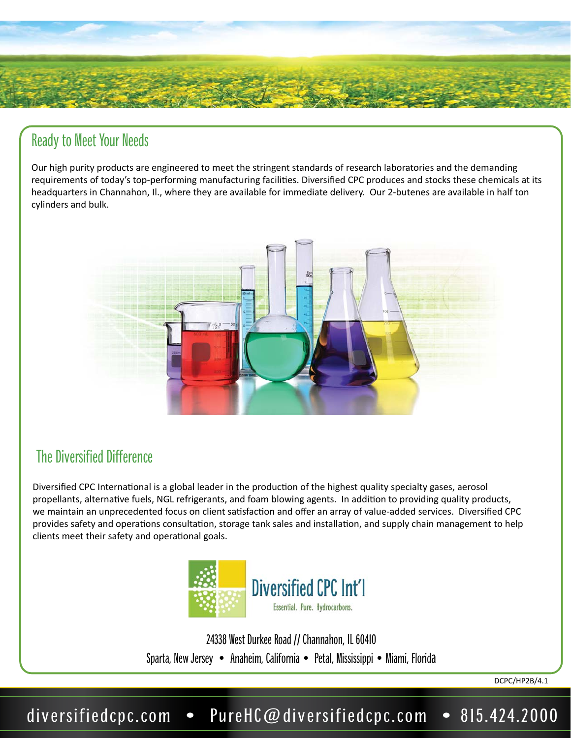## Ready to Meet Your Needs

Our high purity products are engineered to meet the stringent standards of research laboratories and the demanding requirements of today's top-performing manufacturing facilities. Diversified CPC produces and stocks these chemicals at its headquarters in Channahon, Il., where they are available for immediate delivery. Our 2-butenes are available in half ton cylinders and bulk.

## The Diversified Difference

Diversified CPC International is a global leader in the production of the highest quality specialty gases, aerosol propellants, alternative fuels, NGL refrigerants, and foam blowing agents. In addition to providing quality products, we maintain an unprecedented focus on client satisfaction and offer an array of value-added services. Diversified CPC provides safety and operations consultation, storage tank sales and installation, and supply chain management to help clients meet their safety and operational goals.

Diversified CPC Int'l

Essential. Pure. Hydrocarbons.

24338 West Durkee Road // Channahon, IL 60410

Sparta, New Jersey • Anaheim, California • Petal, Mississippi • Miami, Florida

DCPC/HP2B/4.1

diversifiedcpc.com • PureHC@diversifiedcpc.com • 815.424.2000